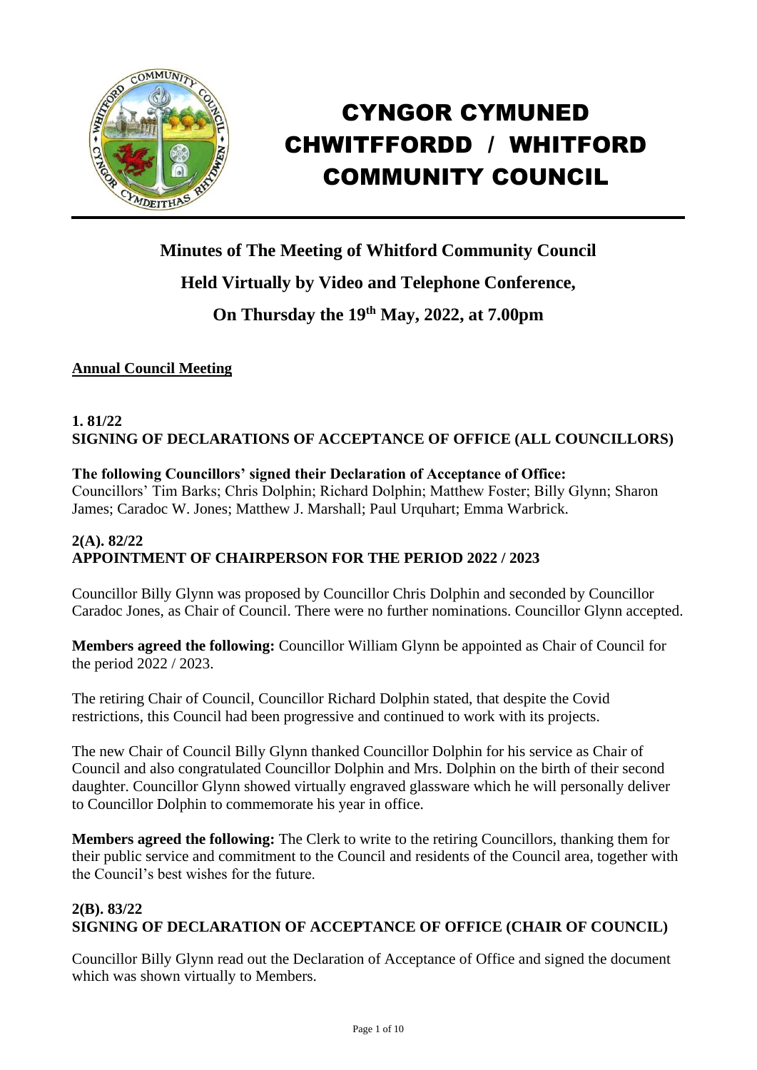# CYNGOR CYMUNED CHWITFFORDD / WHITFORD COMMUNITY COUNCIL

## Minutes of The Meeting of Whitford Community Council
## Held Virtually by Video and Telephone Conference,
## On Thursday the 19th May, 2022, at 7.00pm

**Annual Council Meeting**

### 1. 81/22
### SIGNING OF DECLARATIONS OF ACCEPTANCE OF OFFICE (ALL COUNCILLORS)

**The following Councillors' signed their Declaration of Acceptance of Office:**
Councillors' Tim Barks; Chris Dolphin; Richard Dolphin; Matthew Foster; Billy Glynn; Sharon James; Caradoc W. Jones; Matthew J. Marshall; Paul Urquhart; Emma Warbrick.

### 2(A). 82/22
### APPOINTMENT OF CHAIRPERSON FOR THE PERIOD 2022 / 2023

Councillor Billy Glynn was proposed by Councillor Chris Dolphin and seconded by Councillor Caradoc Jones, as Chair of Council. There were no further nominations. Councillor Glynn accepted.

**Members agreed the following:** Councillor William Glynn be appointed as Chair of Council for the period 2022 / 2023.

The retiring Chair of Council, Councillor Richard Dolphin stated, that despite the Covid restrictions, this Council had been progressive and continued to work with its projects.

The new Chair of Council Billy Glynn thanked Councillor Dolphin for his service as Chair of Council and also congratulated Councillor Dolphin and Mrs. Dolphin on the birth of their second daughter. Councillor Glynn showed virtually engraved glassware which he will personally deliver to Councillor Dolphin to commemorate his year in office.

**Members agreed the following:** The Clerk to write to the retiring Councillors, thanking them for their public service and commitment to the Council and residents of the Council area, together with the Council's best wishes for the future.

### 2(B). 83/22
### SIGNING OF DECLARATION OF ACCEPTANCE OF OFFICE (CHAIR OF COUNCIL)

Councillor Billy Glynn read out the Declaration of Acceptance of Office and signed the document which was shown virtually to Members.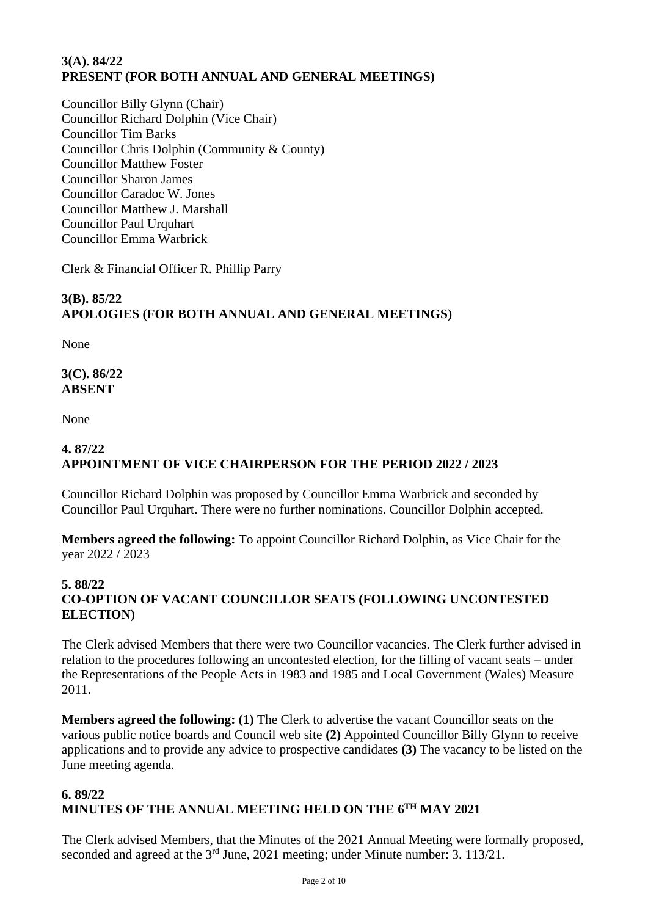**3(A). 84/22**
**PRESENT (FOR BOTH ANNUAL AND GENERAL MEETINGS)**

Councillor Billy Glynn (Chair)
Councillor Richard Dolphin (Vice Chair)
Councillor Tim Barks
Councillor Chris Dolphin (Community & County)
Councillor Matthew Foster
Councillor Sharon James
Councillor Caradoc W. Jones
Councillor Matthew J. Marshall
Councillor Paul Urquhart
Councillor Emma Warbrick

Clerk & Financial Officer R. Phillip Parry

**3(B). 85/22**
**APOLOGIES (FOR BOTH ANNUAL AND GENERAL MEETINGS)**

None

**3(C). 86/22**
**ABSENT**

None

**4. 87/22**
**APPOINTMENT OF VICE CHAIRPERSON FOR THE PERIOD 2022 / 2023**

Councillor Richard Dolphin was proposed by Councillor Emma Warbrick and seconded by Councillor Paul Urquhart. There were no further nominations. Councillor Dolphin accepted.

**Members agreed the following:** To appoint Councillor Richard Dolphin, as Vice Chair for the year 2022 / 2023

**5. 88/22**
**CO-OPTION OF VACANT COUNCILLOR SEATS (FOLLOWING UNCONTESTED ELECTION)**

The Clerk advised Members that there were two Councillor vacancies. The Clerk further advised in relation to the procedures following an uncontested election, for the filling of vacant seats – under the Representations of the People Acts in 1983 and 1985 and Local Government (Wales) Measure 2011.

**Members agreed the following: (1)** The Clerk to advertise the vacant Councillor seats on the various public notice boards and Council web site **(2)** Appointed Councillor Billy Glynn to receive applications and to provide any advice to prospective candidates **(3)** The vacancy to be listed on the June meeting agenda.

**6. 89/22**
**MINUTES OF THE ANNUAL MEETING HELD ON THE 6TH MAY 2021**

The Clerk advised Members, that the Minutes of the 2021 Annual Meeting were formally proposed, seconded and agreed at the 3rd June, 2021 meeting; under Minute number: 3. 113/21.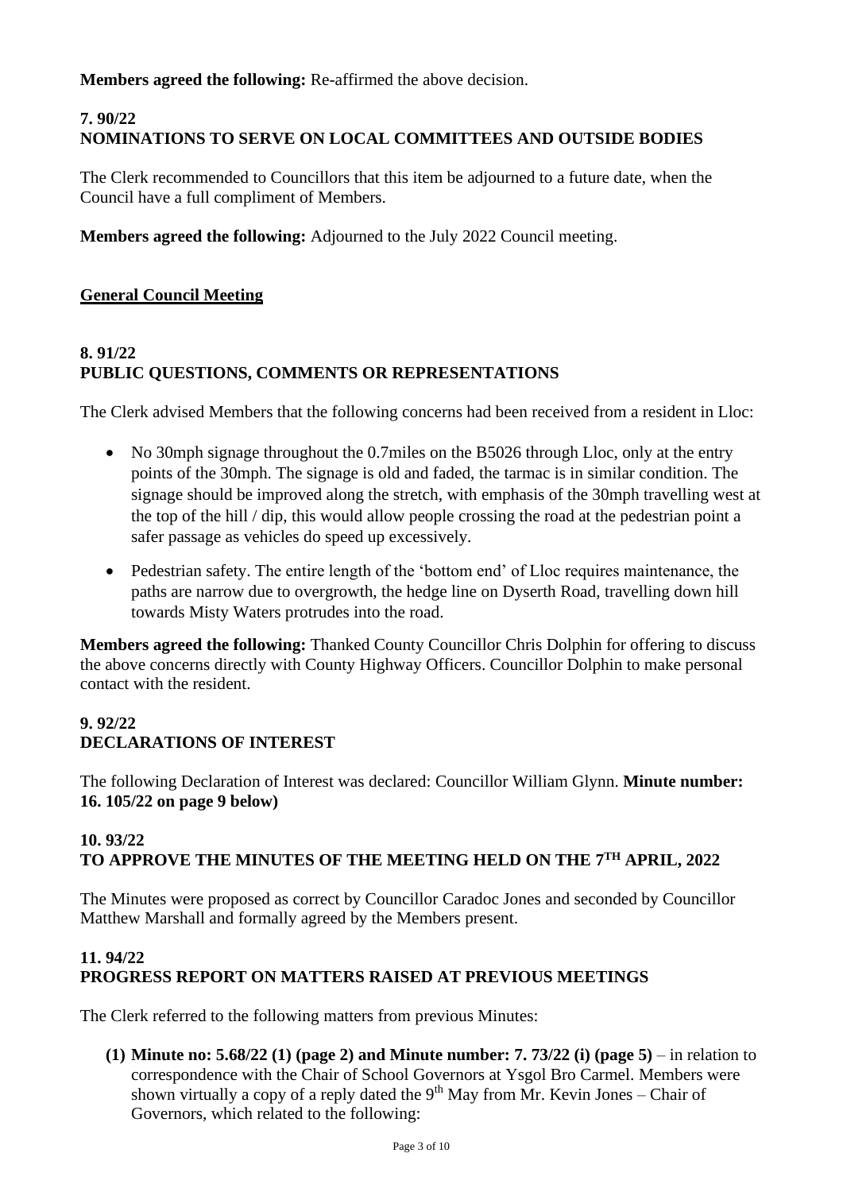**Members agreed the following:** Re-affirmed the above decision.

### 7. 90/22
### NOMINATIONS TO SERVE ON LOCAL COMMITTEES AND OUTSIDE BODIES

The Clerk recommended to Councillors that this item be adjourned to a future date, when the Council have a full compliment of Members.

**Members agreed the following:** Adjourned to the July 2022 Council meeting.

## General Council Meeting

### 8. 91/22
### PUBLIC QUESTIONS, COMMENTS OR REPRESENTATIONS

The Clerk advised Members that the following concerns had been received from a resident in Lloc:

- No 30mph signage throughout the 0.7miles on the B5026 through Lloc, only at the entry points of the 30mph. The signage is old and faded, the tarmac is in similar condition. The signage should be improved along the stretch, with emphasis of the 30mph travelling west at the top of the hill / dip, this would allow people crossing the road at the pedestrian point a safer passage as vehicles do speed up excessively.
- Pedestrian safety. The entire length of the 'bottom end' of Lloc requires maintenance, the paths are narrow due to overgrowth, the hedge line on Dyserth Road, travelling down hill towards Misty Waters protrudes into the road.

**Members agreed the following:** Thanked County Councillor Chris Dolphin for offering to discuss the above concerns directly with County Highway Officers. Councillor Dolphin to make personal contact with the resident.

### 9. 92/22
### DECLARATIONS OF INTEREST

The following Declaration of Interest was declared: Councillor William Glynn. **Minute number: 16. 105/22 on page 9 below)**

### 10. 93/22
### TO APPROVE THE MINUTES OF THE MEETING HELD ON THE 7TH APRIL, 2022

The Minutes were proposed as correct by Councillor Caradoc Jones and seconded by Councillor Matthew Marshall and formally agreed by the Members present.

### 11. 94/22
### PROGRESS REPORT ON MATTERS RAISED AT PREVIOUS MEETINGS

The Clerk referred to the following matters from previous Minutes:

1. **Minute no: 5.68/22 (1) (page 2) and Minute number: 7. 73/22 (i) (page 5)** – in relation to correspondence with the Chair of School Governors at Ysgol Bro Carmel. Members were shown virtually a copy of a reply dated the 9th May from Mr. Kevin Jones – Chair of Governors, which related to the following: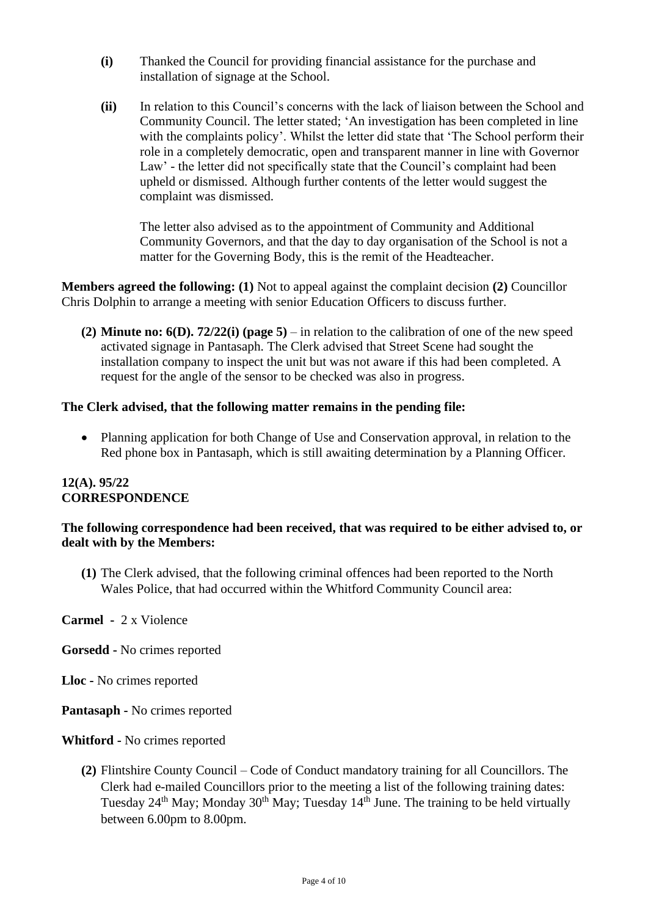**(i)** Thanked the Council for providing financial assistance for the purchase and installation of signage at the School.

**(ii)** In relation to this Council's concerns with the lack of liaison between the School and Community Council. The letter stated; 'An investigation has been completed in line with the complaints policy'. Whilst the letter did state that 'The School perform their role in a completely democratic, open and transparent manner in line with Governor Law' - the letter did not specifically state that the Council's complaint had been upheld or dismissed. Although further contents of the letter would suggest the complaint was dismissed.

The letter also advised as to the appointment of Community and Additional Community Governors, and that the day to day organisation of the School is not a matter for the Governing Body, this is the remit of the Headteacher.

**Members agreed the following: (1)** Not to appeal against the complaint decision **(2)** Councillor Chris Dolphin to arrange a meeting with senior Education Officers to discuss further.

**(2) Minute no: 6(D). 72/22(i) (page 5)** – in relation to the calibration of one of the new speed activated signage in Pantasaph. The Clerk advised that Street Scene had sought the installation company to inspect the unit but was not aware if this had been completed. A request for the angle of the sensor to be checked was also in progress.

**The Clerk advised, that the following matter remains in the pending file:**

- Planning application for both Change of Use and Conservation approval, in relation to the Red phone box in Pantasaph, which is still awaiting determination by a Planning Officer.

**12(A). 95/22**
**CORRESPONDENCE**

**The following correspondence had been received, that was required to be either advised to, or dealt with by the Members:**

**(1)** The Clerk advised, that the following criminal offences had been reported to the North Wales Police, that had occurred within the Whitford Community Council area:

**Carmel** - 2 x Violence

**Gorsedd -** No crimes reported

**Lloc -** No crimes reported

**Pantasaph -** No crimes reported

**Whitford -** No crimes reported

**(2)** Flintshire County Council – Code of Conduct mandatory training for all Councillors. The Clerk had e-mailed Councillors prior to the meeting a list of the following training dates: Tuesday 24th May; Monday 30th May; Tuesday 14th June. The training to be held virtually between 6.00pm to 8.00pm.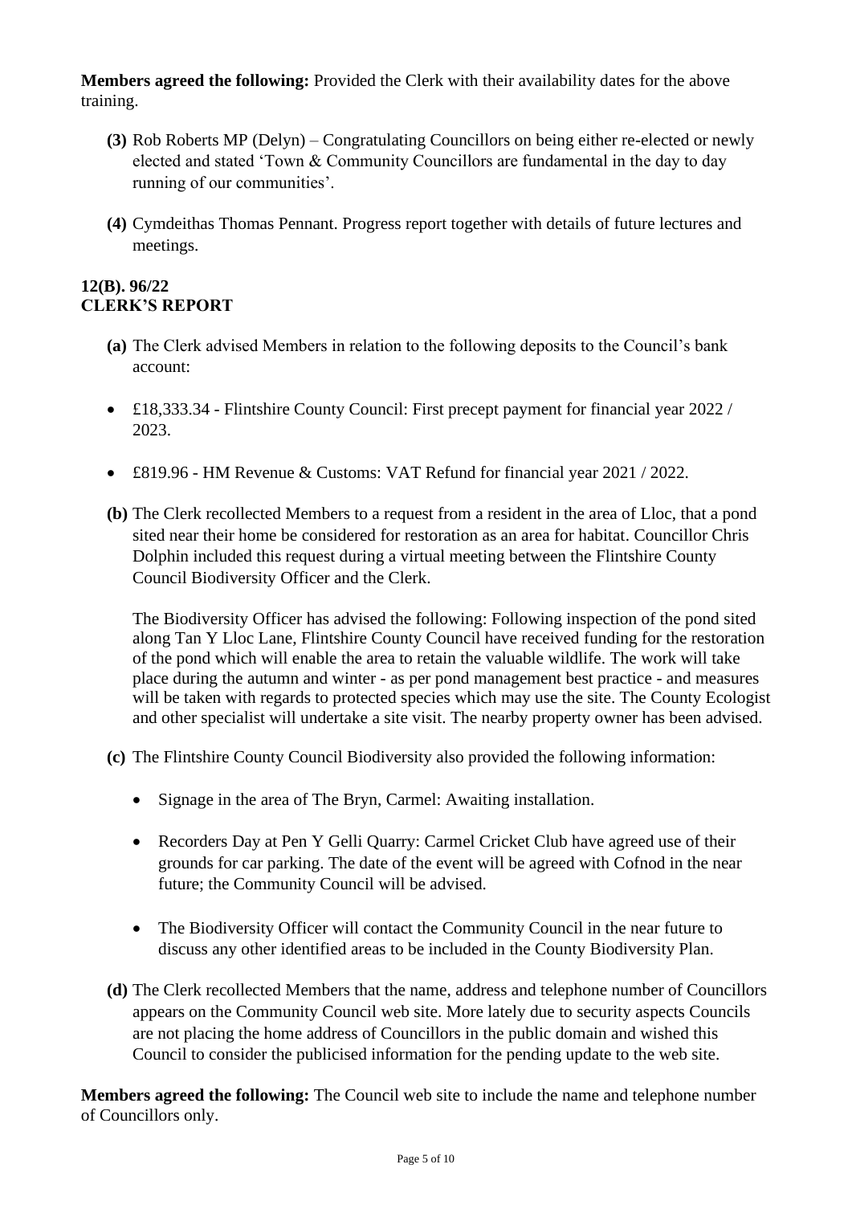**Members agreed the following:** Provided the Clerk with their availability dates for the above training.

**(3)** Rob Roberts MP (Delyn) – Congratulating Councillors on being either re-elected or newly elected and stated 'Town & Community Councillors are fundamental in the day to day running of our communities'.

**(4)** Cymdeithas Thomas Pennant. Progress report together with details of future lectures and meetings.

**12(B). 96/22**
**CLERK'S REPORT**

**(a)** The Clerk advised Members in relation to the following deposits to the Council's bank account:

- £18,333.34 - Flintshire County Council: First precept payment for financial year 2022 / 2023.
- £819.96 - HM Revenue & Customs: VAT Refund for financial year 2021 / 2022.

**(b)** The Clerk recollected Members to a request from a resident in the area of Lloc, that a pond sited near their home be considered for restoration as an area for habitat. Councillor Chris Dolphin included this request during a virtual meeting between the Flintshire County Council Biodiversity Officer and the Clerk.

The Biodiversity Officer has advised the following: Following inspection of the pond sited along Tan Y Lloc Lane, Flintshire County Council have received funding for the restoration of the pond which will enable the area to retain the valuable wildlife. The work will take place during the autumn and winter - as per pond management best practice - and measures will be taken with regards to protected species which may use the site. The County Ecologist and other specialist will undertake a site visit. The nearby property owner has been advised.

**(c)** The Flintshire County Council Biodiversity also provided the following information:

- Signage in the area of The Bryn, Carmel: Awaiting installation.
- Recorders Day at Pen Y Gelli Quarry: Carmel Cricket Club have agreed use of their grounds for car parking. The date of the event will be agreed with Cofnod in the near future; the Community Council will be advised.
- The Biodiversity Officer will contact the Community Council in the near future to discuss any other identified areas to be included in the County Biodiversity Plan.

**(d)** The Clerk recollected Members that the name, address and telephone number of Councillors appears on the Community Council web site. More lately due to security aspects Councils are not placing the home address of Councillors in the public domain and wished this Council to consider the publicised information for the pending update to the web site.

**Members agreed the following:** The Council web site to include the name and telephone number of Councillors only.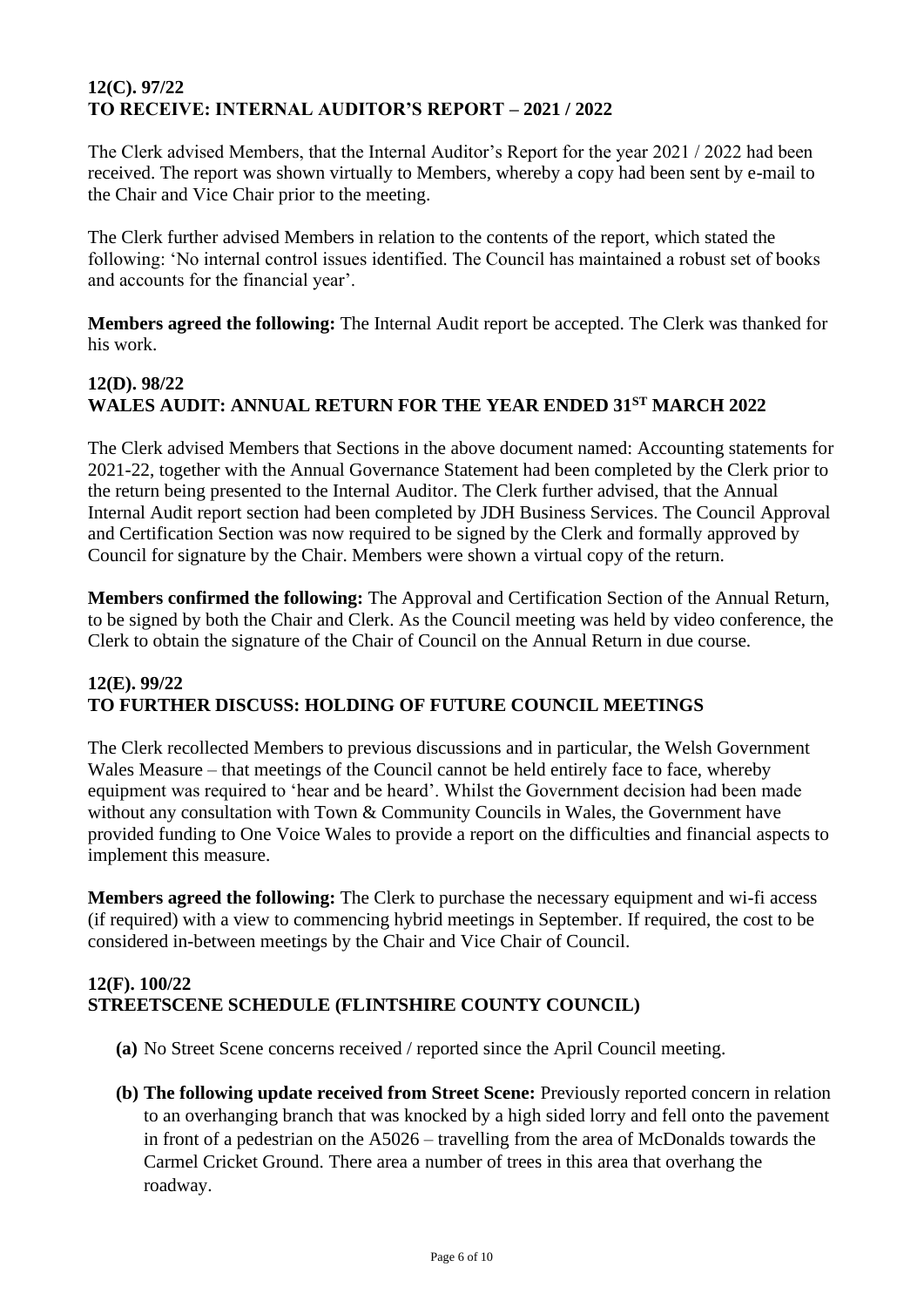### 12(C). 97/22
### TO RECEIVE: INTERNAL AUDITOR'S REPORT – 2021 / 2022

The Clerk advised Members, that the Internal Auditor's Report for the year 2021 / 2022 had been received. The report was shown virtually to Members, whereby a copy had been sent by e-mail to the Chair and Vice Chair prior to the meeting.

The Clerk further advised Members in relation to the contents of the report, which stated the following: 'No internal control issues identified. The Council has maintained a robust set of books and accounts for the financial year'.

**Members agreed the following:** The Internal Audit report be accepted. The Clerk was thanked for his work.

### 12(D). 98/22
### WALES AUDIT: ANNUAL RETURN FOR THE YEAR ENDED 31ST MARCH 2022

The Clerk advised Members that Sections in the above document named: Accounting statements for 2021-22, together with the Annual Governance Statement had been completed by the Clerk prior to the return being presented to the Internal Auditor. The Clerk further advised, that the Annual Internal Audit report section had been completed by JDH Business Services. The Council Approval and Certification Section was now required to be signed by the Clerk and formally approved by Council for signature by the Chair. Members were shown a virtual copy of the return.

**Members confirmed the following:** The Approval and Certification Section of the Annual Return, to be signed by both the Chair and Clerk. As the Council meeting was held by video conference, the Clerk to obtain the signature of the Chair of Council on the Annual Return in due course.

### 12(E). 99/22
### TO FURTHER DISCUSS: HOLDING OF FUTURE COUNCIL MEETINGS

The Clerk recollected Members to previous discussions and in particular, the Welsh Government Wales Measure – that meetings of the Council cannot be held entirely face to face, whereby equipment was required to 'hear and be heard'. Whilst the Government decision had been made without any consultation with Town & Community Councils in Wales, the Government have provided funding to One Voice Wales to provide a report on the difficulties and financial aspects to implement this measure.

**Members agreed the following:** The Clerk to purchase the necessary equipment and wi-fi access (if required) with a view to commencing hybrid meetings in September. If required, the cost to be considered in-between meetings by the Chair and Vice Chair of Council.

### 12(F). 100/22
### STREETSCENE SCHEDULE (FLINTSHIRE COUNTY COUNCIL)

**(a)** No Street Scene concerns received / reported since the April Council meeting.

**(b) The following update received from Street Scene:** Previously reported concern in relation to an overhanging branch that was knocked by a high sided lorry and fell onto the pavement in front of a pedestrian on the A5026 – travelling from the area of McDonalds towards the Carmel Cricket Ground. There area a number of trees in this area that overhang the roadway.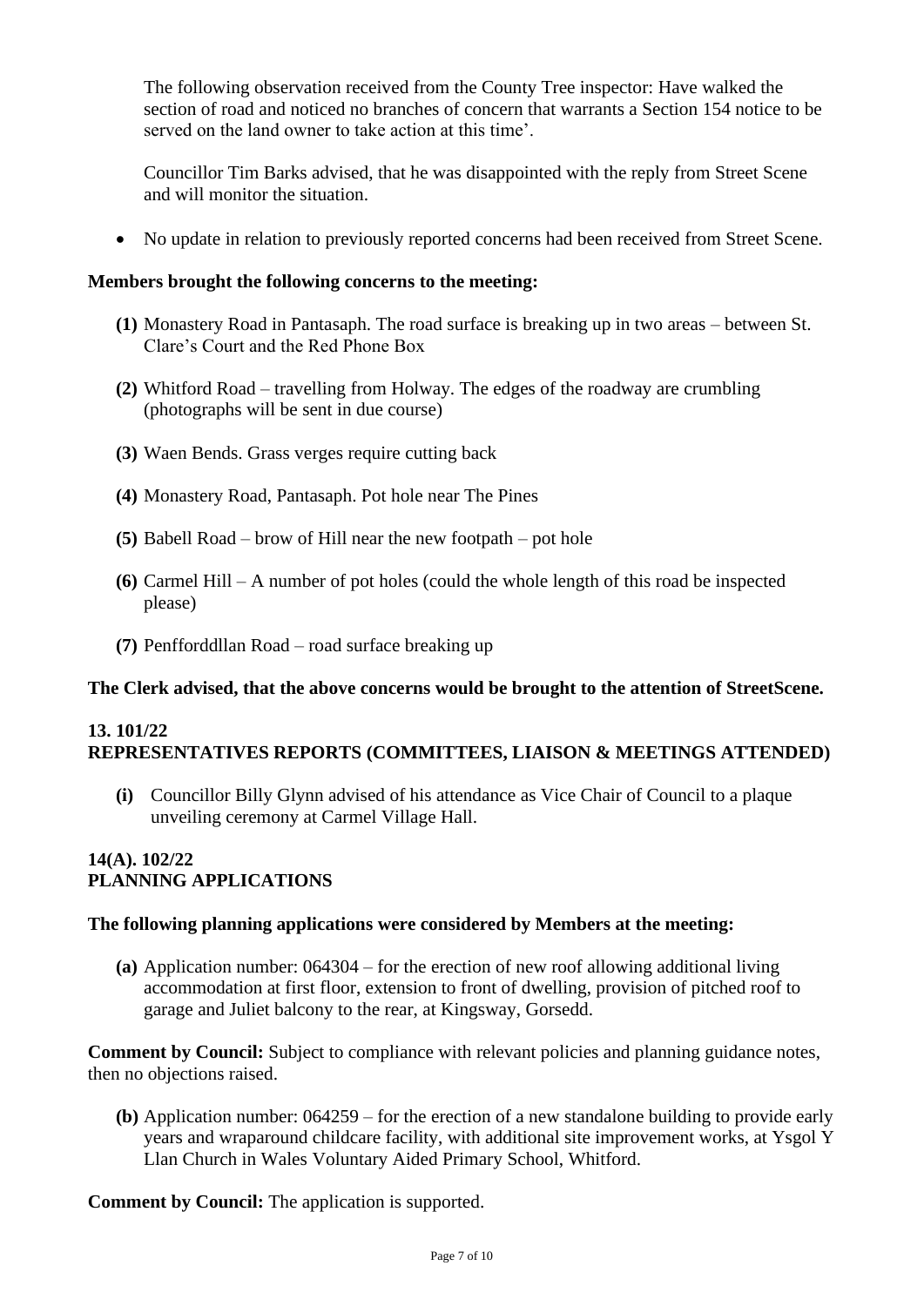The following observation received from the County Tree inspector: Have walked the section of road and noticed no branches of concern that warrants a Section 154 notice to be served on the land owner to take action at this time'.

Councillor Tim Barks advised, that he was disappointed with the reply from Street Scene and will monitor the situation.

- No update in relation to previously reported concerns had been received from Street Scene.

**Members brought the following concerns to the meeting:**

**(1)** Monastery Road in Pantasaph. The road surface is breaking up in two areas – between St. Clare's Court and the Red Phone Box

**(2)** Whitford Road – travelling from Holway. The edges of the roadway are crumbling (photographs will be sent in due course)

**(3)** Waen Bends. Grass verges require cutting back

**(4)** Monastery Road, Pantasaph. Pot hole near The Pines

**(5)** Babell Road – brow of Hill near the new footpath – pot hole

**(6)** Carmel Hill – A number of pot holes (could the whole length of this road be inspected please)

**(7)** Penfforddllan Road – road surface breaking up

**The Clerk advised, that the above concerns would be brought to the attention of StreetScene.**

## 13. 101/22
## REPRESENTATIVES REPORTS (COMMITTEES, LIAISON & MEETINGS ATTENDED)

**(i)** Councillor Billy Glynn advised of his attendance as Vice Chair of Council to a plaque unveiling ceremony at Carmel Village Hall.

## 14(A). 102/22
## PLANNING APPLICATIONS

**The following planning applications were considered by Members at the meeting:**

**(a)** Application number: 064304 – for the erection of new roof allowing additional living accommodation at first floor, extension to front of dwelling, provision of pitched roof to garage and Juliet balcony to the rear, at Kingsway, Gorsedd.

**Comment by Council:** Subject to compliance with relevant policies and planning guidance notes, then no objections raised.

**(b)** Application number: 064259 – for the erection of a new standalone building to provide early years and wraparound childcare facility, with additional site improvement works, at Ysgol Y Llan Church in Wales Voluntary Aided Primary School, Whitford.

**Comment by Council:** The application is supported.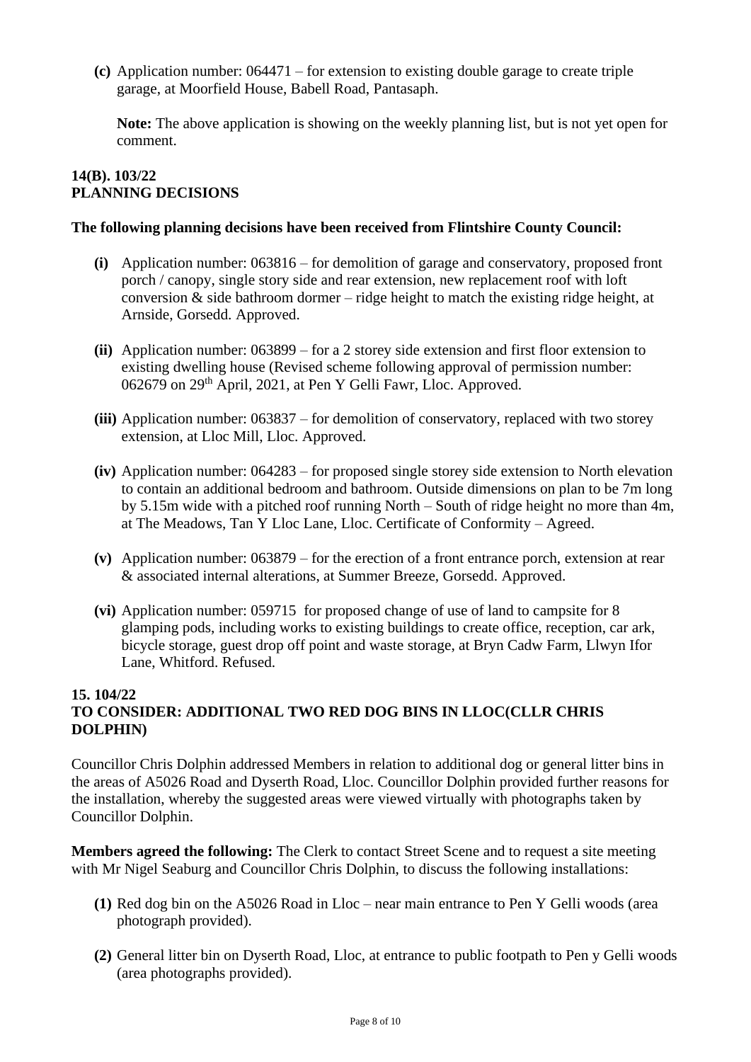**(c)** Application number: 064471 – for extension to existing double garage to create triple garage, at Moorfield House, Babell Road, Pantasaph.

**Note:** The above application is showing on the weekly planning list, but is not yet open for comment.

**14(B). 103/22**
**PLANNING DECISIONS**

**The following planning decisions have been received from Flintshire County Council:**

**(i)** Application number: 063816 – for demolition of garage and conservatory, proposed front porch / canopy, single story side and rear extension, new replacement roof with loft conversion & side bathroom dormer – ridge height to match the existing ridge height, at Arnside, Gorsedd. Approved.

**(ii)** Application number: 063899 – for a 2 storey side extension and first floor extension to existing dwelling house (Revised scheme following approval of permission number: 062679 on 29th April, 2021, at Pen Y Gelli Fawr, Lloc. Approved.

**(iii)** Application number: 063837 – for demolition of conservatory, replaced with two storey extension, at Lloc Mill, Lloc. Approved.

**(iv)** Application number: 064283 – for proposed single storey side extension to North elevation to contain an additional bedroom and bathroom. Outside dimensions on plan to be 7m long by 5.15m wide with a pitched roof running North – South of ridge height no more than 4m, at The Meadows, Tan Y Lloc Lane, Lloc. Certificate of Conformity – Agreed.

**(v)** Application number: 063879 – for the erection of a front entrance porch, extension at rear & associated internal alterations, at Summer Breeze, Gorsedd. Approved.

**(vi)** Application number: 059715 for proposed change of use of land to campsite for 8 glamping pods, including works to existing buildings to create office, reception, car ark, bicycle storage, guest drop off point and waste storage, at Bryn Cadw Farm, Llwyn Ifor Lane, Whitford. Refused.

**15. 104/22**
**TO CONSIDER: ADDITIONAL TWO RED DOG BINS IN LLOC(CLLR CHRIS DOLPHIN)**

Councillor Chris Dolphin addressed Members in relation to additional dog or general litter bins in the areas of A5026 Road and Dyserth Road, Lloc. Councillor Dolphin provided further reasons for the installation, whereby the suggested areas were viewed virtually with photographs taken by Councillor Dolphin.

**Members agreed the following:** The Clerk to contact Street Scene and to request a site meeting with Mr Nigel Seaburg and Councillor Chris Dolphin, to discuss the following installations:

**(1)** Red dog bin on the A5026 Road in Lloc – near main entrance to Pen Y Gelli woods (area photograph provided).

**(2)** General litter bin on Dyserth Road, Lloc, at entrance to public footpath to Pen y Gelli woods (area photographs provided).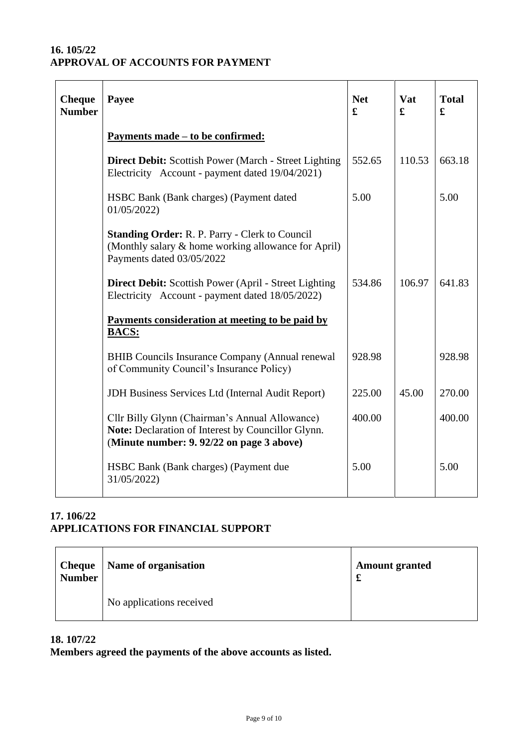**16. 105/22**
**APPROVAL OF ACCOUNTS FOR PAYMENT**

| Cheque Number | Payee | Net £ | Vat £ | Total £ |
|---|---|---|---|---|
| | **<u>Payments made – to be confirmed:</u>** | | | |
| | **Direct Debit:** Scottish Power (March - Street Lighting Electricity Account - payment dated 19/04/2021) | 552.65 | 110.53 | 663.18 |
| | HSBC Bank (Bank charges) (Payment dated 01/05/2022) | 5.00 | | 5.00 |
| | **Standing Order:** R. P. Parry - Clerk to Council (Monthly salary & home working allowance for April) Payments dated 03/05/2022 | | | |
| | **Direct Debit:** Scottish Power (April - Street Lighting Electricity Account - payment dated 18/05/2022) | 534.86 | 106.97 | 641.83 |
| | **<u>Payments consideration at meeting to be paid by BACS:</u>** | | | |
| | BHIB Councils Insurance Company (Annual renewal of Community Council's Insurance Policy) | 928.98 | | 928.98 |
| | JDH Business Services Ltd (Internal Audit Report) | 225.00 | 45.00 | 270.00 |
| | Cllr Billy Glynn (Chairman's Annual Allowance) **Note:** Declaration of Interest by Councillor Glynn. (**Minute number: 9. 92/22 on page 3 above)** | 400.00 | | 400.00 |
| | HSBC Bank (Bank charges) (Payment due 31/05/2022) | 5.00 | | 5.00 |

**17. 106/22**
**APPLICATIONS FOR FINANCIAL SUPPORT**

| Cheque Number | Name of organisation | Amount granted £ |
|---|---|---|
| | No applications received | |

**18. 107/22**
**Members agreed the payments of the above accounts as listed.**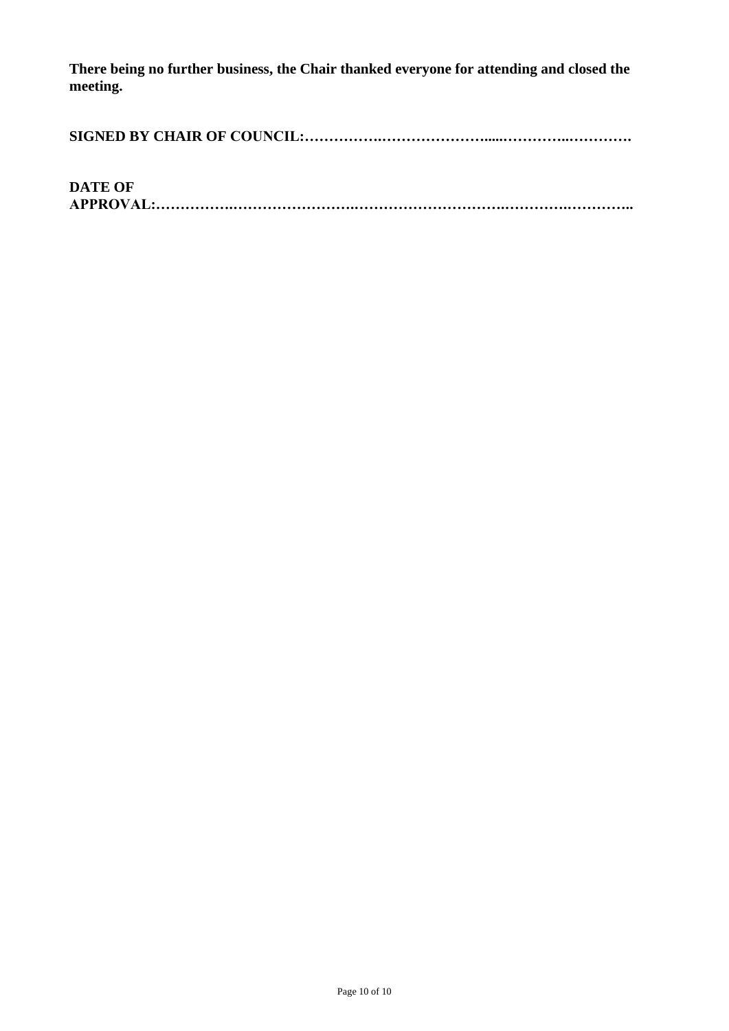**There being no further business, the Chair thanked everyone for attending and closed the meeting.**

**SIGNED BY CHAIR OF COUNCIL:……………..…………………......…………..………….**

**DATE OF APPROVAL:……………..……………………..………………………….………….…………..**